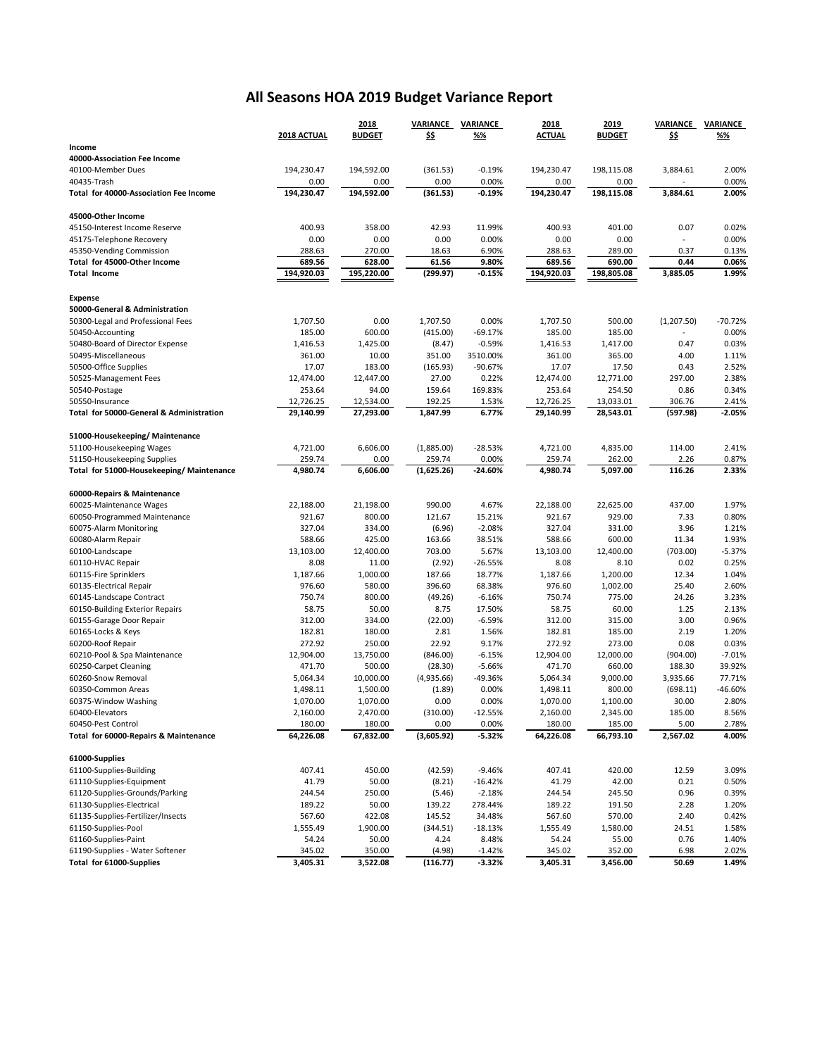# All Seasons HOA 2019 Budget Variance Report

| | 2018 ACTUAL | 2018 BUDGET | VARIANCE $$ | VARIANCE %% | 2018 ACTUAL | 2019 BUDGET | VARIANCE $$ | VARIANCE %% |
|---|---|---|---|---|---|---|---|---|
| **Income** | | | | | | | | |
| **40000-Association Fee Income** | | | | | | | | |
| 40100-Member Dues | 194,230.47 | 194,592.00 | (361.53) | -0.19% | 194,230.47 | 198,115.08 | 3,884.61 | 2.00% |
| 40435-Trash | 0.00 | 0.00 | 0.00 | 0.00% | 0.00 | 0.00 | - | 0.00% |
| **Total for 40000-Association Fee Income** | **194,230.47** | **194,592.00** | **(361.53)** | **-0.19%** | **194,230.47** | **198,115.08** | **3,884.61** | **2.00%** |
| | | | | | | | | |
| **45000-Other Income** | | | | | | | | |
| 45150-Interest Income Reserve | 400.93 | 358.00 | 42.93 | 11.99% | 400.93 | 401.00 | 0.07 | 0.02% |
| 45175-Telephone Recovery | 0.00 | 0.00 | 0.00 | 0.00% | 0.00 | 0.00 | - | 0.00% |
| 45350-Vending Commission | 288.63 | 270.00 | 18.63 | 6.90% | 288.63 | 289.00 | 0.37 | 0.13% |
| **Total for 45000-Other Income** | **689.56** | **628.00** | **61.56** | **9.80%** | **689.56** | **690.00** | **0.44** | **0.06%** |
| **Total Income** | **194,920.03** | **195,220.00** | **(299.97)** | **-0.15%** | **194,920.03** | **198,805.08** | **3,885.05** | **1.99%** |
| | | | | | | | | |
| **Expense** | | | | | | | | |
| **50000-General & Administration** | | | | | | | | |
| 50300-Legal and Professional Fees | 1,707.50 | 0.00 | 1,707.50 | 0.00% | 1,707.50 | 500.00 | (1,207.50) | -70.72% |
| 50450-Accounting | 185.00 | 600.00 | (415.00) | -69.17% | 185.00 | 185.00 | - | 0.00% |
| 50480-Board of Director Expense | 1,416.53 | 1,425.00 | (8.47) | -0.59% | 1,416.53 | 1,417.00 | 0.47 | 0.03% |
| 50495-Miscellaneous | 361.00 | 10.00 | 351.00 | 3510.00% | 361.00 | 365.00 | 4.00 | 1.11% |
| 50500-Office Supplies | 17.07 | 183.00 | (165.93) | -90.67% | 17.07 | 17.50 | 0.43 | 2.52% |
| 50525-Management Fees | 12,474.00 | 12,447.00 | 27.00 | 0.22% | 12,474.00 | 12,771.00 | 297.00 | 2.38% |
| 50540-Postage | 253.64 | 94.00 | 159.64 | 169.83% | 253.64 | 254.50 | 0.86 | 0.34% |
| 50550-Insurance | 12,726.25 | 12,534.00 | 192.25 | 1.53% | 12,726.25 | 13,033.01 | 306.76 | 2.41% |
| **Total for 50000-General & Administration** | **29,140.99** | **27,293.00** | **1,847.99** | **6.77%** | **29,140.99** | **28,543.01** | **(597.98)** | **-2.05%** |
| | | | | | | | | |
| **51000-Housekeeping/ Maintenance** | | | | | | | | |
| 51100-Housekeeping Wages | 4,721.00 | 6,606.00 | (1,885.00) | -28.53% | 4,721.00 | 4,835.00 | 114.00 | 2.41% |
| 51150-Housekeeping Supplies | 259.74 | 0.00 | 259.74 | 0.00% | 259.74 | 262.00 | 2.26 | 0.87% |
| **Total for 51000-Housekeeping/ Maintenance** | **4,980.74** | **6,606.00** | **(1,625.26)** | **-24.60%** | **4,980.74** | **5,097.00** | **116.26** | **2.33%** |
| | | | | | | | | |
| **60000-Repairs & Maintenance** | | | | | | | | |
| 60025-Maintenance Wages | 22,188.00 | 21,198.00 | 990.00 | 4.67% | 22,188.00 | 22,625.00 | 437.00 | 1.97% |
| 60050-Programmed Maintenance | 921.67 | 800.00 | 121.67 | 15.21% | 921.67 | 929.00 | 7.33 | 0.80% |
| 60075-Alarm Monitoring | 327.04 | 334.00 | (6.96) | -2.08% | 327.04 | 331.00 | 3.96 | 1.21% |
| 60080-Alarm Repair | 588.66 | 425.00 | 163.66 | 38.51% | 588.66 | 600.00 | 11.34 | 1.93% |
| 60100-Landscape | 13,103.00 | 12,400.00 | 703.00 | 5.67% | 13,103.00 | 12,400.00 | (703.00) | -5.37% |
| 60110-HVAC Repair | 8.08 | 11.00 | (2.92) | -26.55% | 8.08 | 8.10 | 0.02 | 0.25% |
| 60115-Fire Sprinklers | 1,187.66 | 1,000.00 | 187.66 | 18.77% | 1,187.66 | 1,200.00 | 12.34 | 1.04% |
| 60135-Electrical Repair | 976.60 | 580.00 | 396.60 | 68.38% | 976.60 | 1,002.00 | 25.40 | 2.60% |
| 60145-Landscape Contract | 750.74 | 800.00 | (49.26) | -6.16% | 750.74 | 775.00 | 24.26 | 3.23% |
| 60150-Building Exterior Repairs | 58.75 | 50.00 | 8.75 | 17.50% | 58.75 | 60.00 | 1.25 | 2.13% |
| 60155-Garage Door Repair | 312.00 | 334.00 | (22.00) | -6.59% | 312.00 | 315.00 | 3.00 | 0.96% |
| 60165-Locks & Keys | 182.81 | 180.00 | 2.81 | 1.56% | 182.81 | 185.00 | 2.19 | 1.20% |
| 60200-Roof Repair | 272.92 | 250.00 | 22.92 | 9.17% | 272.92 | 273.00 | 0.08 | 0.03% |
| 60210-Pool & Spa Maintenance | 12,904.00 | 13,750.00 | (846.00) | -6.15% | 12,904.00 | 12,000.00 | (904.00) | -7.01% |
| 60250-Carpet Cleaning | 471.70 | 500.00 | (28.30) | -5.66% | 471.70 | 660.00 | 188.30 | 39.92% |
| 60260-Snow Removal | 5,064.34 | 10,000.00 | (4,935.66) | -49.36% | 5,064.34 | 9,000.00 | 3,935.66 | 77.71% |
| 60350-Common Areas | 1,498.11 | 1,500.00 | (1.89) | 0.00% | 1,498.11 | 800.00 | (698.11) | -46.60% |
| 60375-Window Washing | 1,070.00 | 1,070.00 | 0.00 | 0.00% | 1,070.00 | 1,100.00 | 30.00 | 2.80% |
| 60400-Elevators | 2,160.00 | 2,470.00 | (310.00) | -12.55% | 2,160.00 | 2,345.00 | 185.00 | 8.56% |
| 60450-Pest Control | 180.00 | 180.00 | 0.00 | 0.00% | 180.00 | 185.00 | 5.00 | 2.78% |
| **Total for 60000-Repairs & Maintenance** | **64,226.08** | **67,832.00** | **(3,605.92)** | **-5.32%** | **64,226.08** | **66,793.10** | **2,567.02** | **4.00%** |
| | | | | | | | | |
| **61000-Supplies** | | | | | | | | |
| 61100-Supplies-Building | 407.41 | 450.00 | (42.59) | -9.46% | 407.41 | 420.00 | 12.59 | 3.09% |
| 61110-Supplies-Equipment | 41.79 | 50.00 | (8.21) | -16.42% | 41.79 | 42.00 | 0.21 | 0.50% |
| 61120-Supplies-Grounds/Parking | 244.54 | 250.00 | (5.46) | -2.18% | 244.54 | 245.50 | 0.96 | 0.39% |
| 61130-Supplies-Electrical | 189.22 | 50.00 | 139.22 | 278.44% | 189.22 | 191.50 | 2.28 | 1.20% |
| 61135-Supplies-Fertilizer/Insects | 567.60 | 422.08 | 145.52 | 34.48% | 567.60 | 570.00 | 2.40 | 0.42% |
| 61150-Supplies-Pool | 1,555.49 | 1,900.00 | (344.51) | -18.13% | 1,555.49 | 1,580.00 | 24.51 | 1.58% |
| 61160-Supplies-Paint | 54.24 | 50.00 | 4.24 | 8.48% | 54.24 | 55.00 | 0.76 | 1.40% |
| 61190-Supplies - Water Softener | 345.02 | 350.00 | (4.98) | -1.42% | 345.02 | 352.00 | 6.98 | 2.02% |
| **Total for 61000-Supplies** | **3,405.31** | **3,522.08** | **(116.77)** | **-3.32%** | **3,405.31** | **3,456.00** | **50.69** | **1.49%** |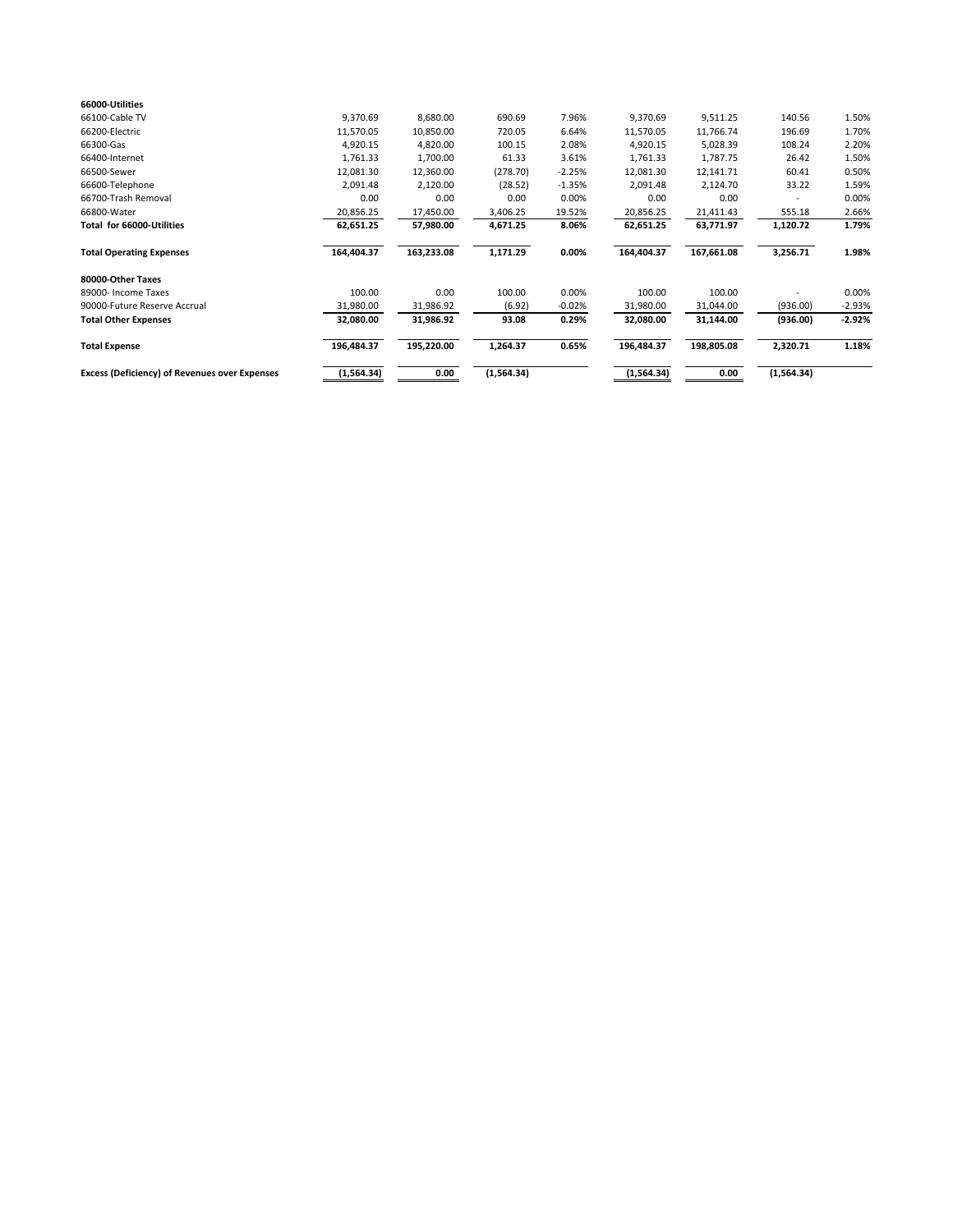| | | | | | | | | |
|---|---|---|---|---|---|---|---|---|
| **66000-Utilities** | | | | | | | | |
| 66100-Cable TV | 9,370.69 | 8,680.00 | 690.69 | 7.96% | 9,370.69 | 9,511.25 | 140.56 | 1.50% |
| 66200-Electric | 11,570.05 | 10,850.00 | 720.05 | 6.64% | 11,570.05 | 11,766.74 | 196.69 | 1.70% |
| 66300-Gas | 4,920.15 | 4,820.00 | 100.15 | 2.08% | 4,920.15 | 5,028.39 | 108.24 | 2.20% |
| 66400-Internet | 1,761.33 | 1,700.00 | 61.33 | 3.61% | 1,761.33 | 1,787.75 | 26.42 | 1.50% |
| 66500-Sewer | 12,081.30 | 12,360.00 | (278.70) | -2.25% | 12,081.30 | 12,141.71 | 60.41 | 0.50% |
| 66600-Telephone | 2,091.48 | 2,120.00 | (28.52) | -1.35% | 2,091.48 | 2,124.70 | 33.22 | 1.59% |
| 66700-Trash Removal | 0.00 | 0.00 | 0.00 | 0.00% | 0.00 | 0.00 | - | 0.00% |
| 66800-Water | 20,856.25 | 17,450.00 | 3,406.25 | 19.52% | 20,856.25 | 21,411.43 | 555.18 | 2.66% |
| **Total for 66000-Utilities** | **62,651.25** | **57,980.00** | **4,671.25** | **8.06%** | **62,651.25** | **63,771.97** | **1,120.72** | **1.79%** |
| **Total Operating Expenses** | **164,404.37** | **163,233.08** | **1,171.29** | **0.00%** | **164,404.37** | **167,661.08** | **3,256.71** | **1.98%** |
| **80000-Other Taxes** | | | | | | | | |
| 89000- Income Taxes | 100.00 | 0.00 | 100.00 | 0.00% | 100.00 | 100.00 | - | 0.00% |
| 90000-Future Reserve Accrual | 31,980.00 | 31,986.92 | (6.92) | -0.02% | 31,980.00 | 31,044.00 | (936.00) | -2.93% |
| **Total Other Expenses** | **32,080.00** | **31,986.92** | **93.08** | **0.29%** | **32,080.00** | **31,144.00** | **(936.00)** | **-2.92%** |
| **Total Expense** | **196,484.37** | **195,220.00** | **1,264.37** | **0.65%** | **196,484.37** | **198,805.08** | **2,320.71** | **1.18%** |
| **Excess (Deficiency) of Revenues over Expenses** | **(1,564.34)** | **0.00** | **(1,564.34)** | | **(1,564.34)** | **0.00** | **(1,564.34)** | |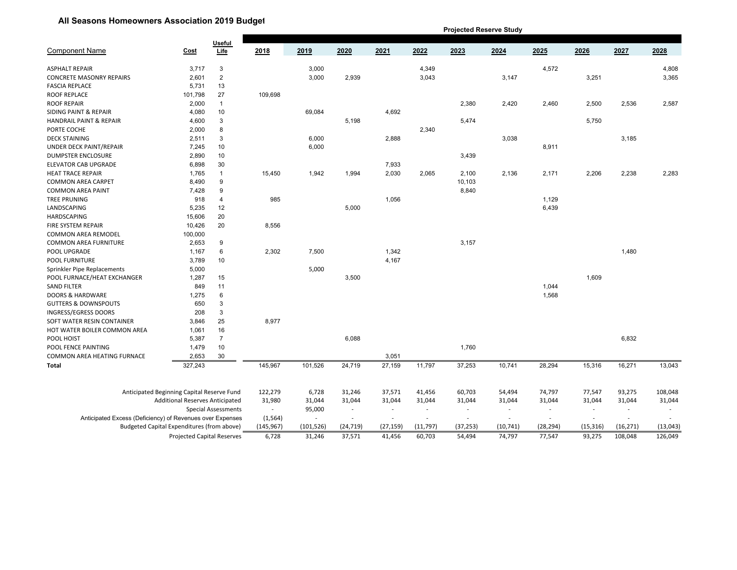# All Seasons Homeowners Association 2019 Budget

| Component Name | Cost | Useful Life | 2018 | 2019 | 2020 | 2021 | 2022 | 2023 | 2024 | 2025 | 2026 | 2027 | 2028 |
|---|---|---|---|---|---|---|---|---|---|---|---|---|---|
| | | | Projected Reserve Study | | | | | | | | | | |
| ASPHALT REPAIR | 3,717 | 3 | | 3,000 | | | 4,349 | | | 4,572 | | | 4,808 |
| CONCRETE MASONRY REPAIRS | 2,601 | 2 | | 3,000 | 2,939 | | 3,043 | | 3,147 | | 3,251 | | 3,365 |
| FASCIA REPLACE | 5,731 | 13 | | | | | | | | | | | |
| ROOF REPLACE | 101,798 | 27 | 109,698 | | | | | | | | | | |
| ROOF REPAIR | 2,000 | 1 | | | | | | 2,380 | 2,420 | 2,460 | 2,500 | 2,536 | 2,587 |
| SIDING PAINT & REPAIR | 4,080 | 10 | | 69,084 | | 4,692 | | | | | | | |
| HANDRAIL PAINT & REPAIR | 4,600 | 3 | | | 5,198 | | | 5,474 | | | 5,750 | | |
| PORTE COCHE | 2,000 | 8 | | | | | 2,340 | | | | | | |
| DECK STAINING | 2,511 | 3 | | 6,000 | | 2,888 | | | 3,038 | | | 3,185 | |
| UNDER DECK PAINT/REPAIR | 7,245 | 10 | | 6,000 | | | | | | 8,911 | | | |
| DUMPSTER ENCLOSURE | 2,890 | 10 | | | | | | 3,439 | | | | | |
| ELEVATOR CAB UPGRADE | 6,898 | 30 | | | | 7,933 | | | | | | | |
| HEAT TRACE REPAIR | 1,765 | 1 | 15,450 | 1,942 | 1,994 | 2,030 | 2,065 | 2,100 | 2,136 | 2,171 | 2,206 | 2,238 | 2,283 |
| COMMON AREA CARPET | 8,490 | 9 | | | | | | 10,103 | | | | | |
| COMMON AREA PAINT | 7,428 | 9 | | | | | | 8,840 | | | | | |
| TREE PRUNING | 918 | 4 | 985 | | | 1,056 | | | | 1,129 | | | |
| LANDSCAPING | 5,235 | 12 | | | 5,000 | | | | | 6,439 | | | |
| HARDSCAPING | 15,606 | 20 | | | | | | | | | | | |
| FIRE SYSTEM REPAIR | 10,426 | 20 | 8,556 | | | | | | | | | | |
| COMMON AREA REMODEL | 100,000 | | | | | | | | | | | | |
| COMMON AREA FURNITURE | 2,653 | 9 | | | | | | 3,157 | | | | | |
| POOL UPGRADE | 1,167 | 6 | 2,302 | 7,500 | | 1,342 | | | | | | 1,480 | |
| POOL FURNITURE | 3,789 | 10 | | | | 4,167 | | | | | | | |
| Sprinkler Pipe Replacements | 5,000 | | | 5,000 | | | | | | | | | |
| POOL FURNACE/HEAT EXCHANGER | 1,287 | 15 | | | 3,500 | | | | | | 1,609 | | |
| SAND FILTER | 849 | 11 | | | | | | | | 1,044 | | | |
| DOORS & HARDWARE | 1,275 | 6 | | | | | | | | 1,568 | | | |
| GUTTERS & DOWNSPOUTS | 650 | 3 | | | | | | | | | | | |
| INGRESS/EGRESS DOORS | 208 | 3 | | | | | | | | | | | |
| SOFT WATER RESIN CONTAINER | 3,846 | 25 | 8,977 | | | | | | | | | | |
| HOT WATER BOILER COMMON AREA | 1,061 | 16 | | | | | | | | | | | |
| POOL HOIST | 5,387 | 7 | | | 6,088 | | | | | | | 6,832 | |
| POOL FENCE PAINTING | 1,479 | 10 | | | | | | 1,760 | | | | | |
| COMMON AREA HEATING FURNACE | 2,653 | 30 | | | | 3,051 | | | | | | | |
| **Total** | 327,243 | | 145,967 | 101,526 | 24,719 | 27,159 | 11,797 | 37,253 | 10,741 | 28,294 | 15,316 | 16,271 | 13,043 |

| | 2018 | 2019 | 2020 | 2021 | 2022 | 2023 | 2024 | 2025 | 2026 | 2027 | 2028 |
|---|---|---|---|---|---|---|---|---|---|---|---|
| Anticipated Beginning Capital Reserve Fund | 122,279 | 6,728 | 31,246 | 37,571 | 41,456 | 60,703 | 54,494 | 74,797 | 77,547 | 93,275 | 108,048 |
| Additional Reserves Anticipated | 31,980 | 31,044 | 31,044 | 31,044 | 31,044 | 31,044 | 31,044 | 31,044 | 31,044 | 31,044 | 31,044 |
| Special Assessments | - | 95,000 | - | - | - | - | - | - | - | - | - |
| Anticipated Excess (Deficiency) of Revenues over Expenses | (1,564) | - | - | - | - | - | - | - | - | - | - |
| Budgeted Capital Expenditures (from above) | (145,967) | (101,526) | (24,719) | (27,159) | (11,797) | (37,253) | (10,741) | (28,294) | (15,316) | (16,271) | (13,043) |
| Projected Capital Reserves | 6,728 | 31,246 | 37,571 | 41,456 | 60,703 | 54,494 | 74,797 | 77,547 | 93,275 | 108,048 | 126,049 |